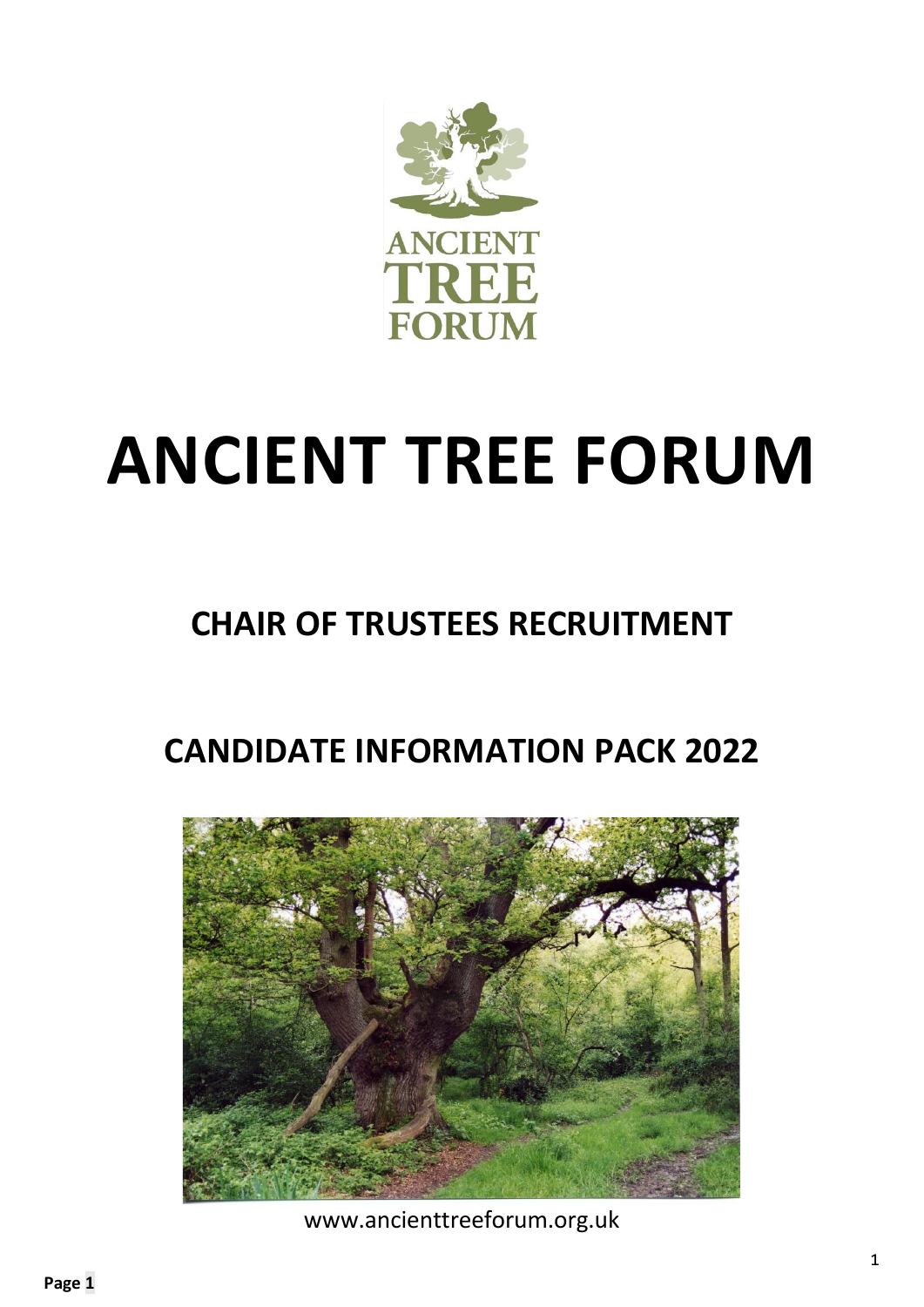# ANCIENT TREE FORUM

## CHAIR OF TRUSTEES RECRUITMENT

## CANDIDATE INFORMATION PACK 2022

www.ancienttreeforum.org.uk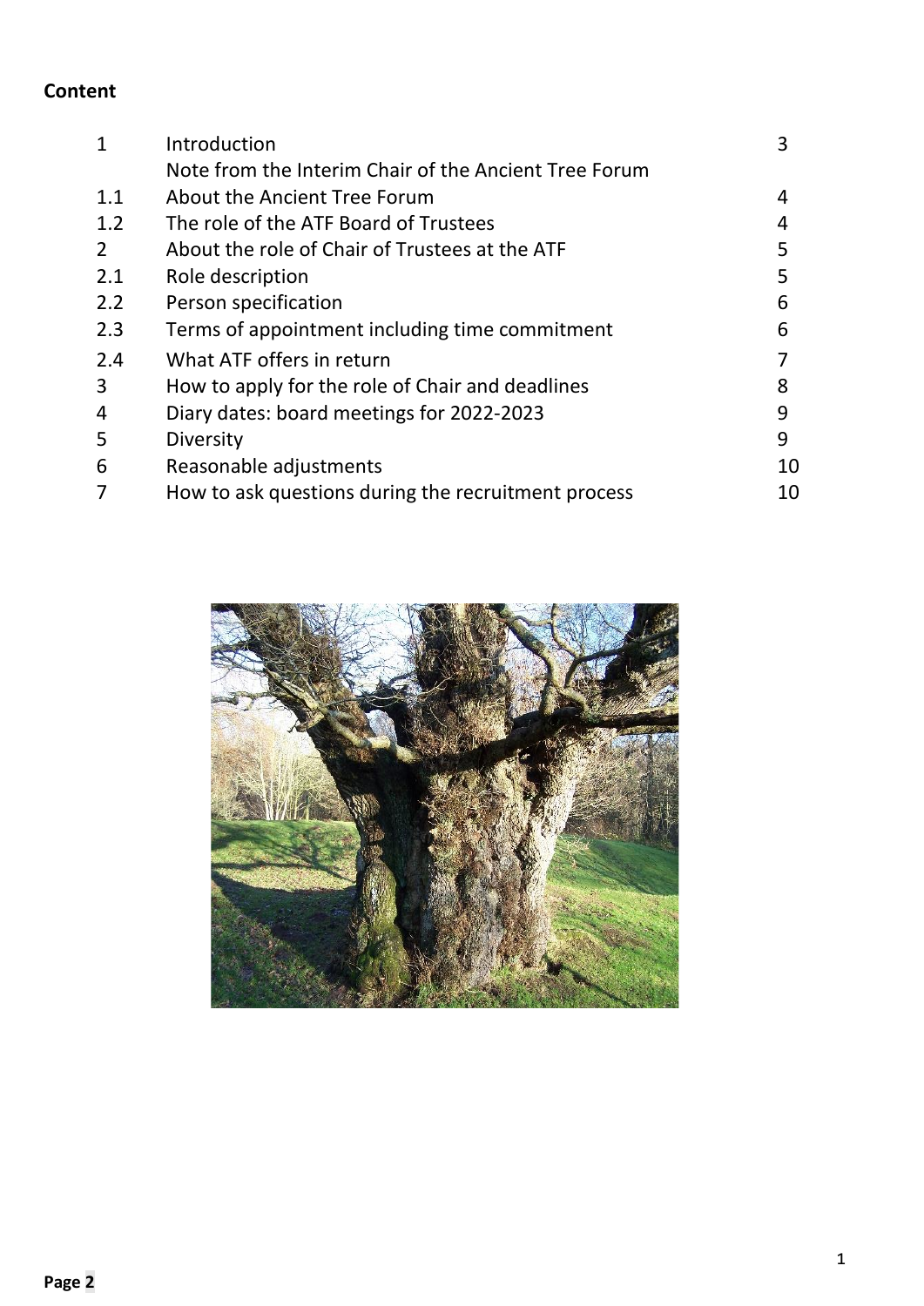**Content**

| | | |
|---|---|---|
| 1 | Introduction | 3 |
| | Note from the Interim Chair of the Ancient Tree Forum | |
| 1.1 | About the Ancient Tree Forum | 4 |
| 1.2 | The role of the ATF Board of Trustees | 4 |
| 2 | About the role of Chair of Trustees at the ATF | 5 |
| 2.1 | Role description | 5 |
| 2.2 | Person specification | 6 |
| 2.3 | Terms of appointment including time commitment | 6 |
| 2.4 | What ATF offers in return | 7 |
| 3 | How to apply for the role of Chair and deadlines | 8 |
| 4 | Diary dates: board meetings for 2022-2023 | 9 |
| 5 | Diversity | 9 |
| 6 | Reasonable adjustments | 10 |
| 7 | How to ask questions during the recruitment process | 10 |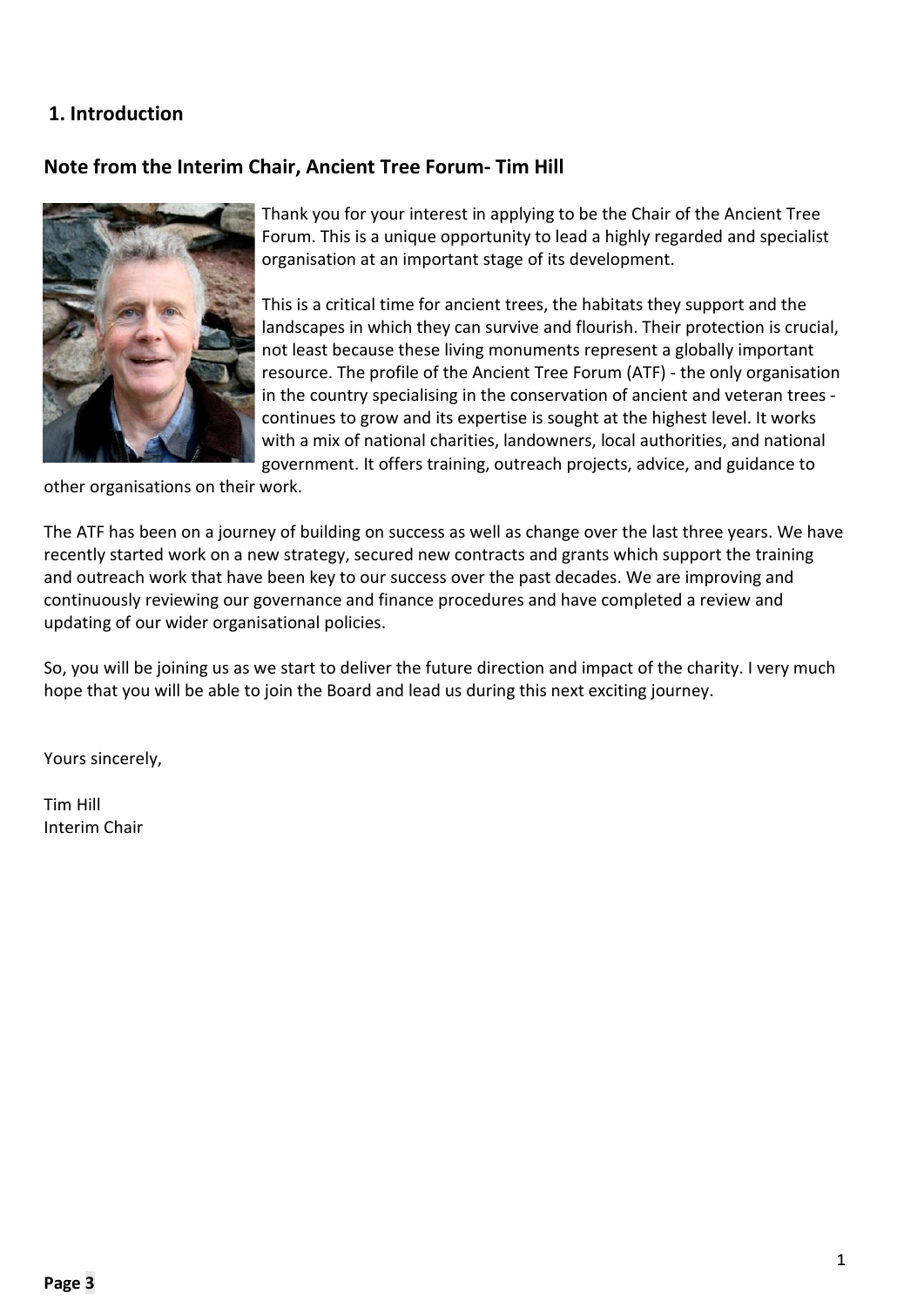## 1. Introduction

### Note from the Interim Chair, Ancient Tree Forum- Tim Hill

Thank you for your interest in applying to be the Chair of the Ancient Tree Forum. This is a unique opportunity to lead a highly regarded and specialist organisation at an important stage of its development.

This is a critical time for ancient trees, the habitats they support and the landscapes in which they can survive and flourish. Their protection is crucial, not least because these living monuments represent a globally important resource. The profile of the Ancient Tree Forum (ATF) - the only organisation in the country specialising in the conservation of ancient and veteran trees - continues to grow and its expertise is sought at the highest level. It works with a mix of national charities, landowners, local authorities, and national government. It offers training, outreach projects, advice, and guidance to other organisations on their work.

The ATF has been on a journey of building on success as well as change over the last three years. We have recently started work on a new strategy, secured new contracts and grants which support the training and outreach work that have been key to our success over the past decades. We are improving and continuously reviewing our governance and finance procedures and have completed a review and updating of our wider organisational policies.

So, you will be joining us as we start to deliver the future direction and impact of the charity. I very much hope that you will be able to join the Board and lead us during this next exciting journey.

Yours sincerely,

Tim Hill
Interim Chair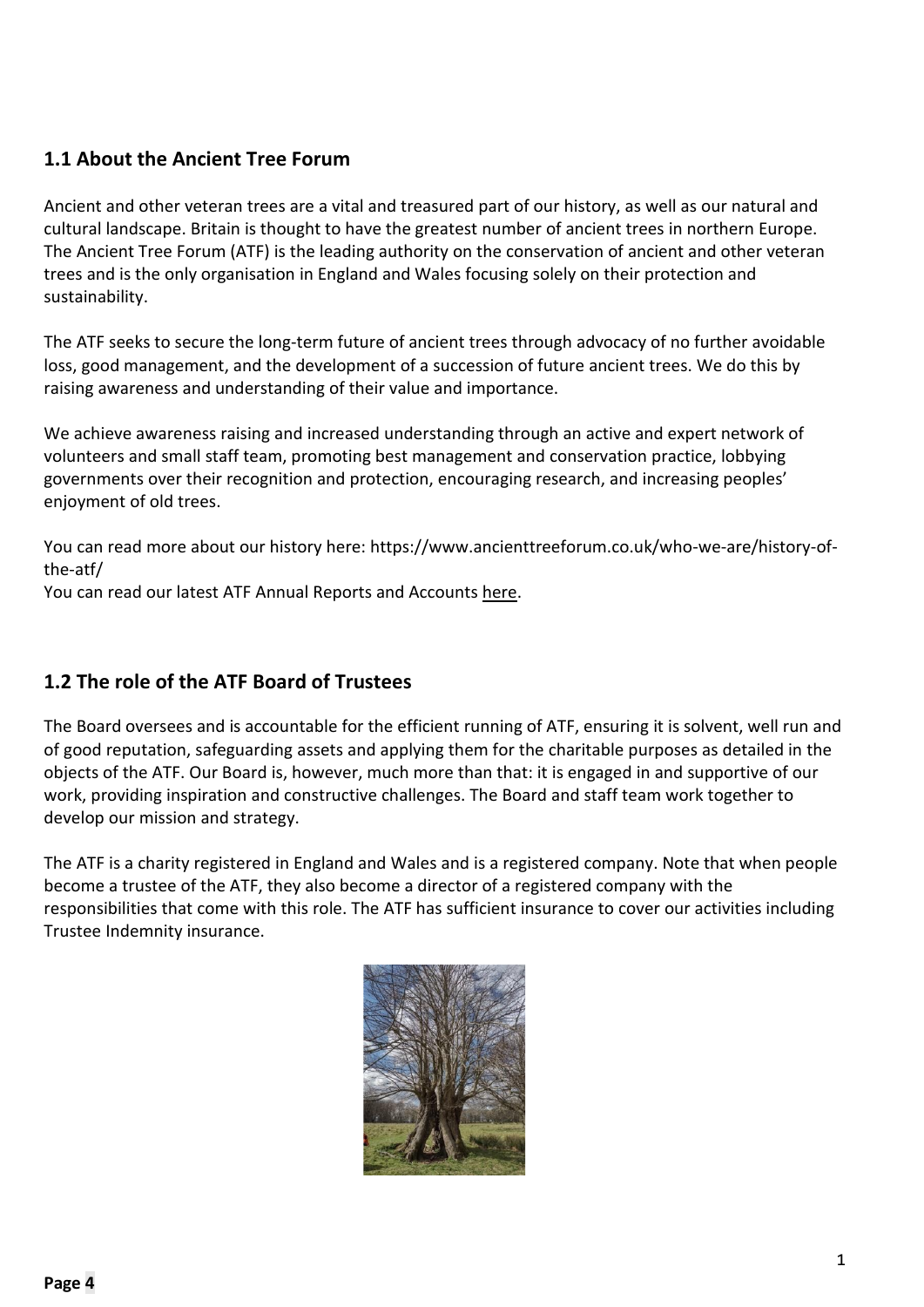## 1.1 About the Ancient Tree Forum

Ancient and other veteran trees are a vital and treasured part of our history, as well as our natural and cultural landscape. Britain is thought to have the greatest number of ancient trees in northern Europe. The Ancient Tree Forum (ATF) is the leading authority on the conservation of ancient and other veteran trees and is the only organisation in England and Wales focusing solely on their protection and sustainability.

The ATF seeks to secure the long-term future of ancient trees through advocacy of no further avoidable loss, good management, and the development of a succession of future ancient trees. We do this by raising awareness and understanding of their value and importance.

We achieve awareness raising and increased understanding through an active and expert network of volunteers and small staff team, promoting best management and conservation practice, lobbying governments over their recognition and protection, encouraging research, and increasing peoples' enjoyment of old trees.

You can read more about our history here: https://www.ancienttreeforum.co.uk/who-we-are/history-of-the-atf/
You can read our latest ATF Annual Reports and Accounts here.

## 1.2 The role of the ATF Board of Trustees

The Board oversees and is accountable for the efficient running of ATF, ensuring it is solvent, well run and of good reputation, safeguarding assets and applying them for the charitable purposes as detailed in the objects of the ATF. Our Board is, however, much more than that: it is engaged in and supportive of our work, providing inspiration and constructive challenges. The Board and staff team work together to develop our mission and strategy.

The ATF is a charity registered in England and Wales and is a registered company. Note that when people become a trustee of the ATF, they also become a director of a registered company with the responsibilities that come with this role. The ATF has sufficient insurance to cover our activities including Trustee Indemnity insurance.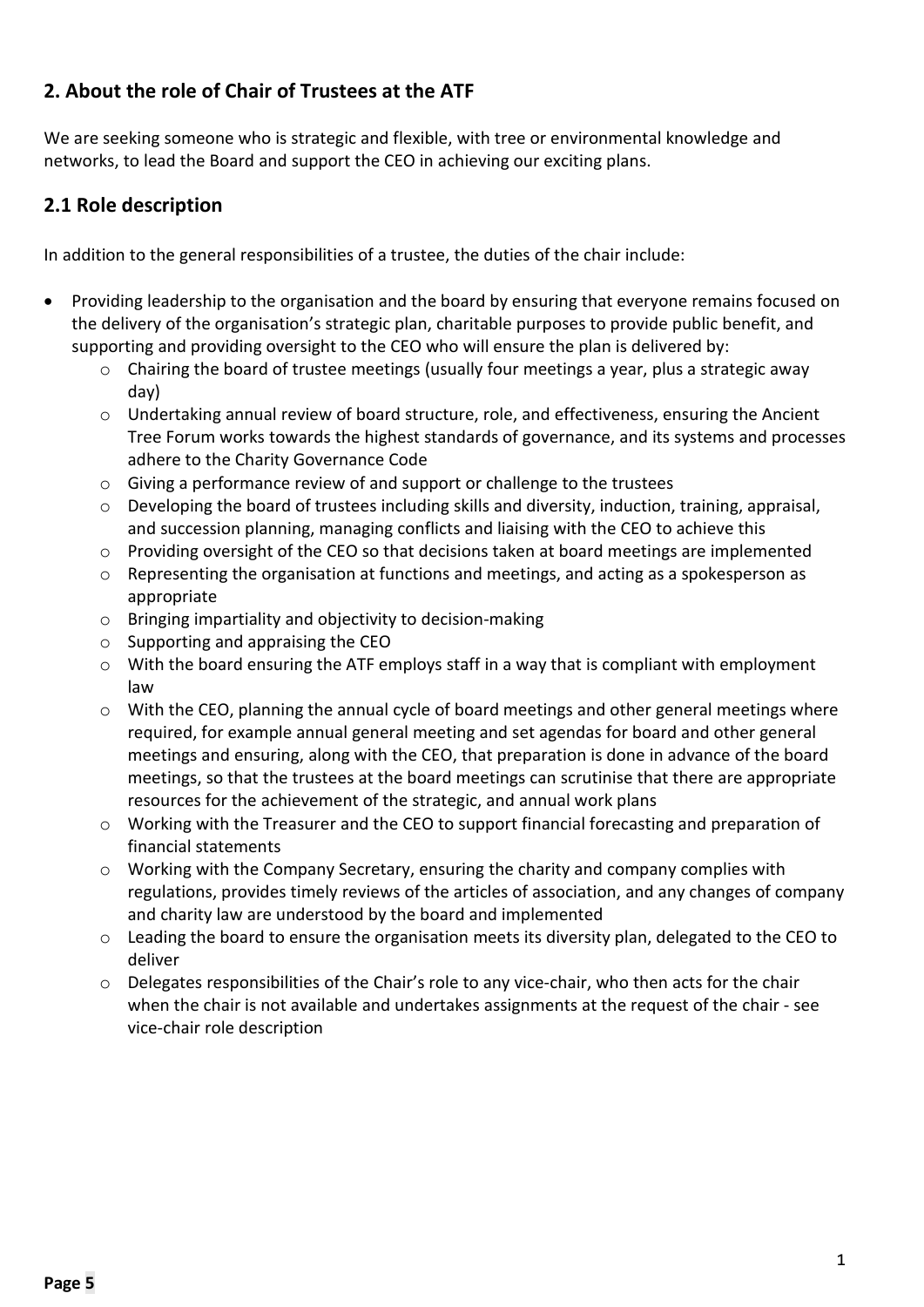## 2. About the role of Chair of Trustees at the ATF

We are seeking someone who is strategic and flexible, with tree or environmental knowledge and networks, to lead the Board and support the CEO in achieving our exciting plans.

## 2.1 Role description

In addition to the general responsibilities of a trustee, the duties of the chair include:

- Providing leadership to the organisation and the board by ensuring that everyone remains focused on the delivery of the organisation's strategic plan, charitable purposes to provide public benefit, and supporting and providing oversight to the CEO who will ensure the plan is delivered by:
  - Chairing the board of trustee meetings (usually four meetings a year, plus a strategic away day)
  - Undertaking annual review of board structure, role, and effectiveness, ensuring the Ancient Tree Forum works towards the highest standards of governance, and its systems and processes adhere to the Charity Governance Code
  - Giving a performance review of and support or challenge to the trustees
  - Developing the board of trustees including skills and diversity, induction, training, appraisal, and succession planning, managing conflicts and liaising with the CEO to achieve this
  - Providing oversight of the CEO so that decisions taken at board meetings are implemented
  - Representing the organisation at functions and meetings, and acting as a spokesperson as appropriate
  - Bringing impartiality and objectivity to decision-making
  - Supporting and appraising the CEO
  - With the board ensuring the ATF employs staff in a way that is compliant with employment law
  - With the CEO, planning the annual cycle of board meetings and other general meetings where required, for example annual general meeting and set agendas for board and other general meetings and ensuring, along with the CEO, that preparation is done in advance of the board meetings, so that the trustees at the board meetings can scrutinise that there are appropriate resources for the achievement of the strategic, and annual work plans
  - Working with the Treasurer and the CEO to support financial forecasting and preparation of financial statements
  - Working with the Company Secretary, ensuring the charity and company complies with regulations, provides timely reviews of the articles of association, and any changes of company and charity law are understood by the board and implemented
  - Leading the board to ensure the organisation meets its diversity plan, delegated to the CEO to deliver
  - Delegates responsibilities of the Chair's role to any vice-chair, who then acts for the chair when the chair is not available and undertakes assignments at the request of the chair - see vice-chair role description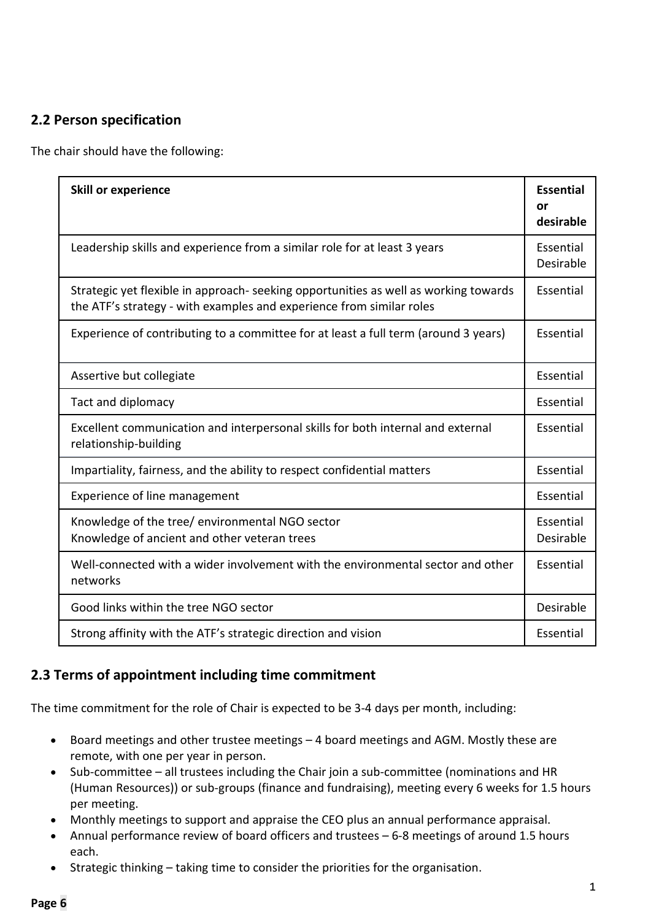## 2.2 Person specification

The chair should have the following:

| Skill or experience | Essential or desirable |
| --- | --- |
| Leadership skills and experience from a similar role for at least 3 years | Essential Desirable |
| Strategic yet flexible in approach- seeking opportunities as well as working towards the ATF's strategy - with examples and experience from similar roles | Essential |
| Experience of contributing to a committee for at least a full term (around 3 years) | Essential |
| Assertive but collegiate | Essential |
| Tact and diplomacy | Essential |
| Excellent communication and interpersonal skills for both internal and external relationship-building | Essential |
| Impartiality, fairness, and the ability to respect confidential matters | Essential |
| Experience of line management | Essential |
| Knowledge of the tree/ environmental NGO sector<br>Knowledge of ancient and other veteran trees | Essential<br>Desirable |
| Well-connected with a wider involvement with the environmental sector and other networks | Essential |
| Good links within the tree NGO sector | Desirable |
| Strong affinity with the ATF's strategic direction and vision | Essential |

## 2.3 Terms of appointment including time commitment

The time commitment for the role of Chair is expected to be 3-4 days per month, including:

- Board meetings and other trustee meetings – 4 board meetings and AGM. Mostly these are remote, with one per year in person.
- Sub-committee – all trustees including the Chair join a sub-committee (nominations and HR (Human Resources)) or sub-groups (finance and fundraising), meeting every 6 weeks for 1.5 hours per meeting.
- Monthly meetings to support and appraise the CEO plus an annual performance appraisal.
- Annual performance review of board officers and trustees – 6-8 meetings of around 1.5 hours each.
- Strategic thinking – taking time to consider the priorities for the organisation.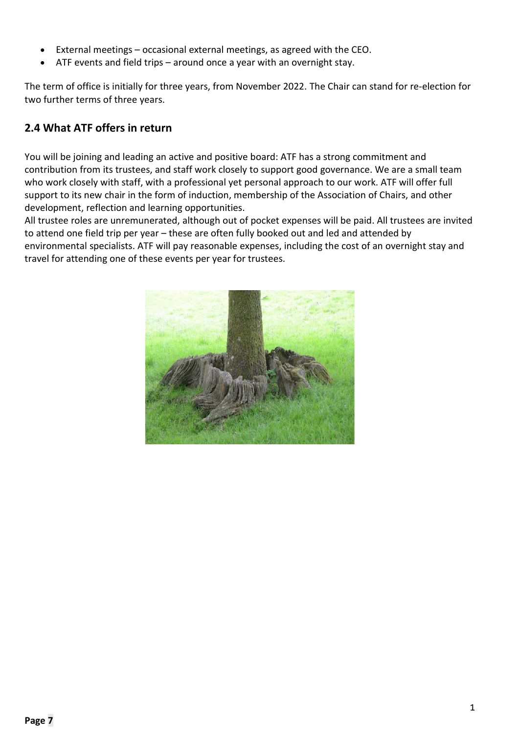- External meetings – occasional external meetings, as agreed with the CEO.
- ATF events and field trips – around once a year with an overnight stay.

The term of office is initially for three years, from November 2022. The Chair can stand for re-election for two further terms of three years.

## 2.4 What ATF offers in return

You will be joining and leading an active and positive board: ATF has a strong commitment and contribution from its trustees, and staff work closely to support good governance. We are a small team who work closely with staff, with a professional yet personal approach to our work. ATF will offer full support to its new chair in the form of induction, membership of the Association of Chairs, and other development, reflection and learning opportunities.

All trustee roles are unremunerated, although out of pocket expenses will be paid. All trustees are invited to attend one field trip per year – these are often fully booked out and led and attended by environmental specialists. ATF will pay reasonable expenses, including the cost of an overnight stay and travel for attending one of these events per year for trustees.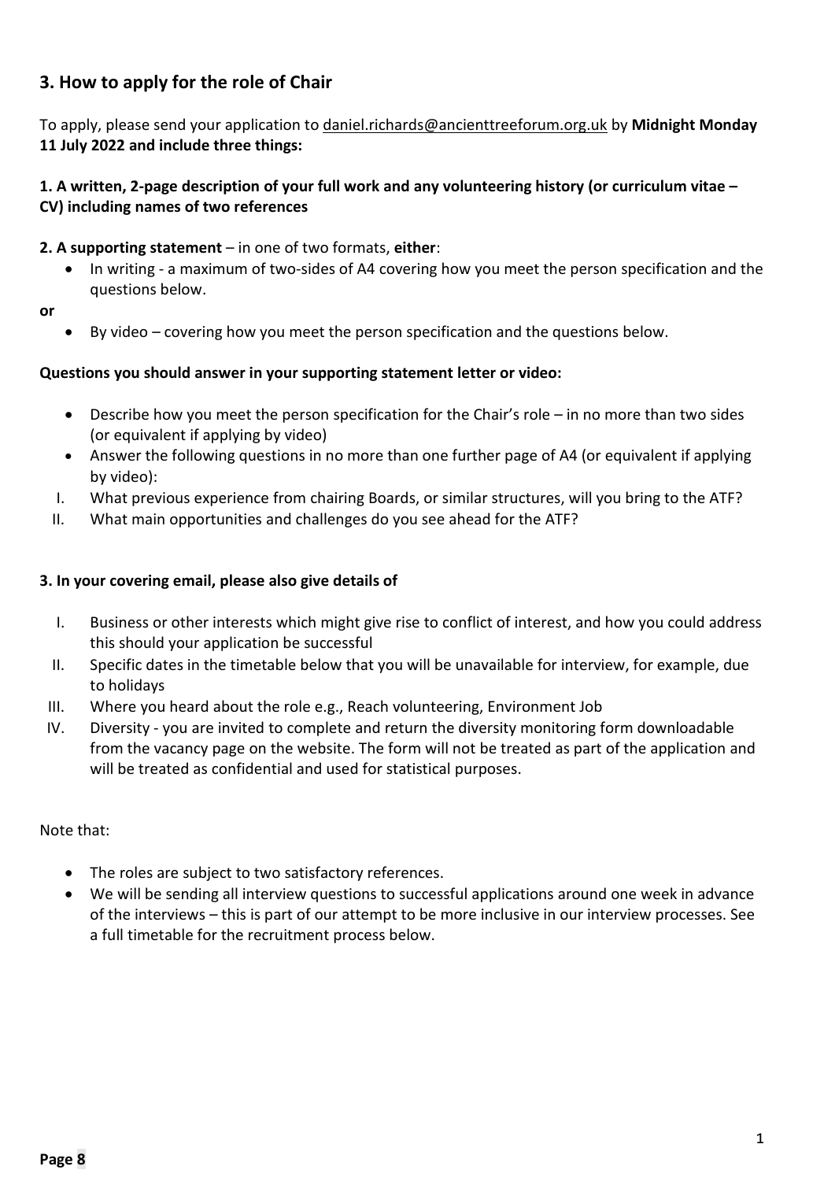## 3. How to apply for the role of Chair

To apply, please send your application to daniel.richards@ancienttreeforum.org.uk by **Midnight Monday 11 July 2022 and include three things:**

**1. A written, 2-page description of your full work and any volunteering history (or curriculum vitae – CV) including names of two references**

**2. A supporting statement** – in one of two formats, **either**:

- In writing - a maximum of two-sides of A4 covering how you meet the person specification and the questions below.

**or**

- By video – covering how you meet the person specification and the questions below.

**Questions you should answer in your supporting statement letter or video:**

- Describe how you meet the person specification for the Chair's role – in no more than two sides (or equivalent if applying by video)
- Answer the following questions in no more than one further page of A4 (or equivalent if applying by video):

I. What previous experience from chairing Boards, or similar structures, will you bring to the ATF?
II. What main opportunities and challenges do you see ahead for the ATF?

**3. In your covering email, please also give details of**

I. Business or other interests which might give rise to conflict of interest, and how you could address this should your application be successful
II. Specific dates in the timetable below that you will be unavailable for interview, for example, due to holidays
III. Where you heard about the role e.g., Reach volunteering, Environment Job
IV. Diversity - you are invited to complete and return the diversity monitoring form downloadable from the vacancy page on the website. The form will not be treated as part of the application and will be treated as confidential and used for statistical purposes.

Note that:

- The roles are subject to two satisfactory references.
- We will be sending all interview questions to successful applications around one week in advance of the interviews – this is part of our attempt to be more inclusive in our interview processes. See a full timetable for the recruitment process below.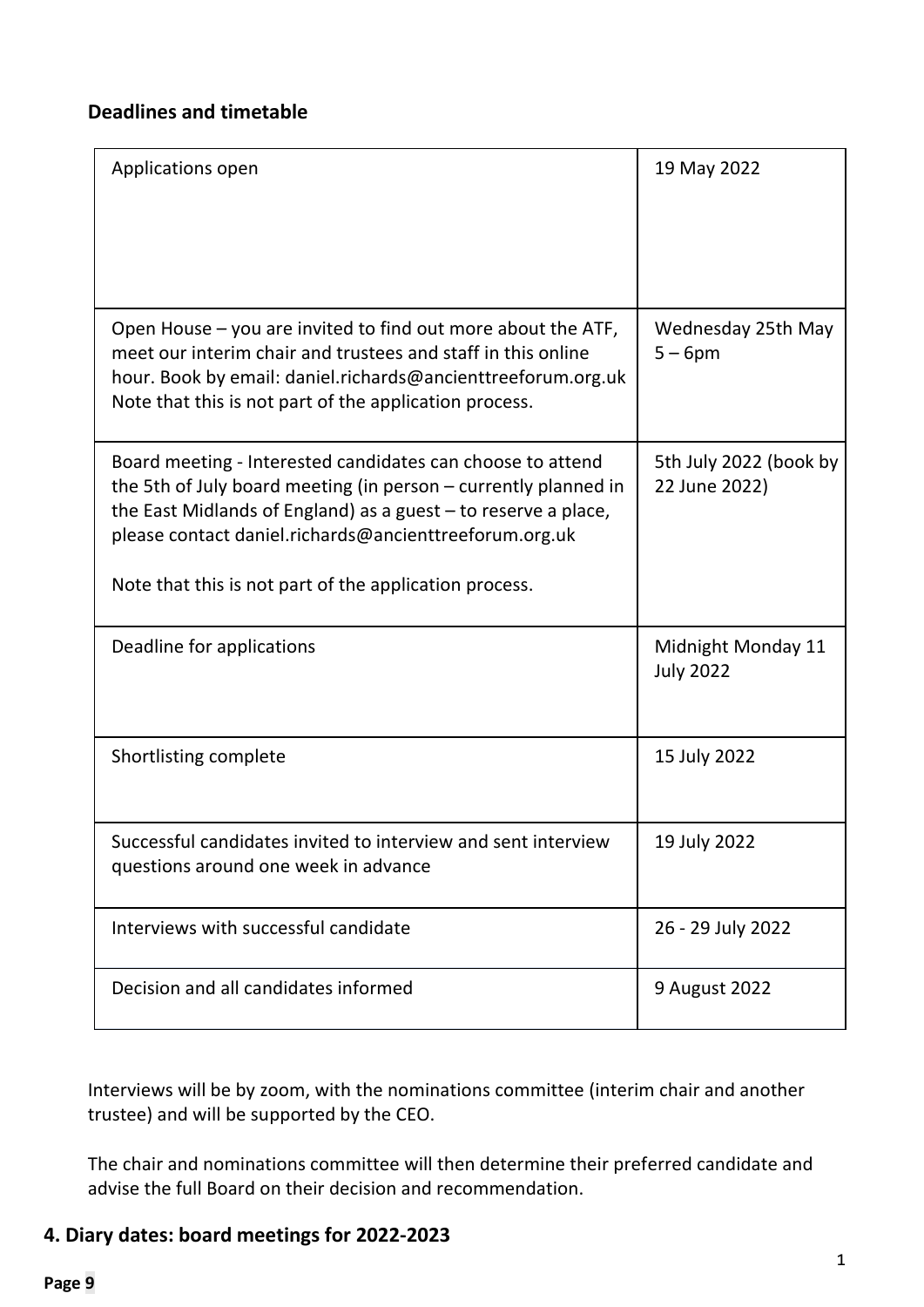### Deadlines and timetable

| | |
|---|---|
| Applications open | 19 May 2022 |
| Open House – you are invited to find out more about the ATF, meet our interim chair and trustees and staff in this online hour. Book by email: daniel.richards@ancienttreeforum.org.uk Note that this is not part of the application process. | Wednesday 25th May 5 – 6pm |
| Board meeting - Interested candidates can choose to attend the 5th of July board meeting (in person – currently planned in the East Midlands of England) as a guest – to reserve a place, please contact daniel.richards@ancienttreeforum.org.uk<br><br>Note that this is not part of the application process. | 5th July 2022 (book by 22 June 2022) |
| Deadline for applications | Midnight Monday 11 July 2022 |
| Shortlisting complete | 15 July 2022 |
| Successful candidates invited to interview and sent interview questions around one week in advance | 19 July 2022 |
| Interviews with successful candidate | 26 - 29 July 2022 |
| Decision and all candidates informed | 9 August 2022 |

Interviews will be by zoom, with the nominations committee (interim chair and another trustee) and will be supported by the CEO.

The chair and nominations committee will then determine their preferred candidate and advise the full Board on their decision and recommendation.

## 4. Diary dates: board meetings for 2022-2023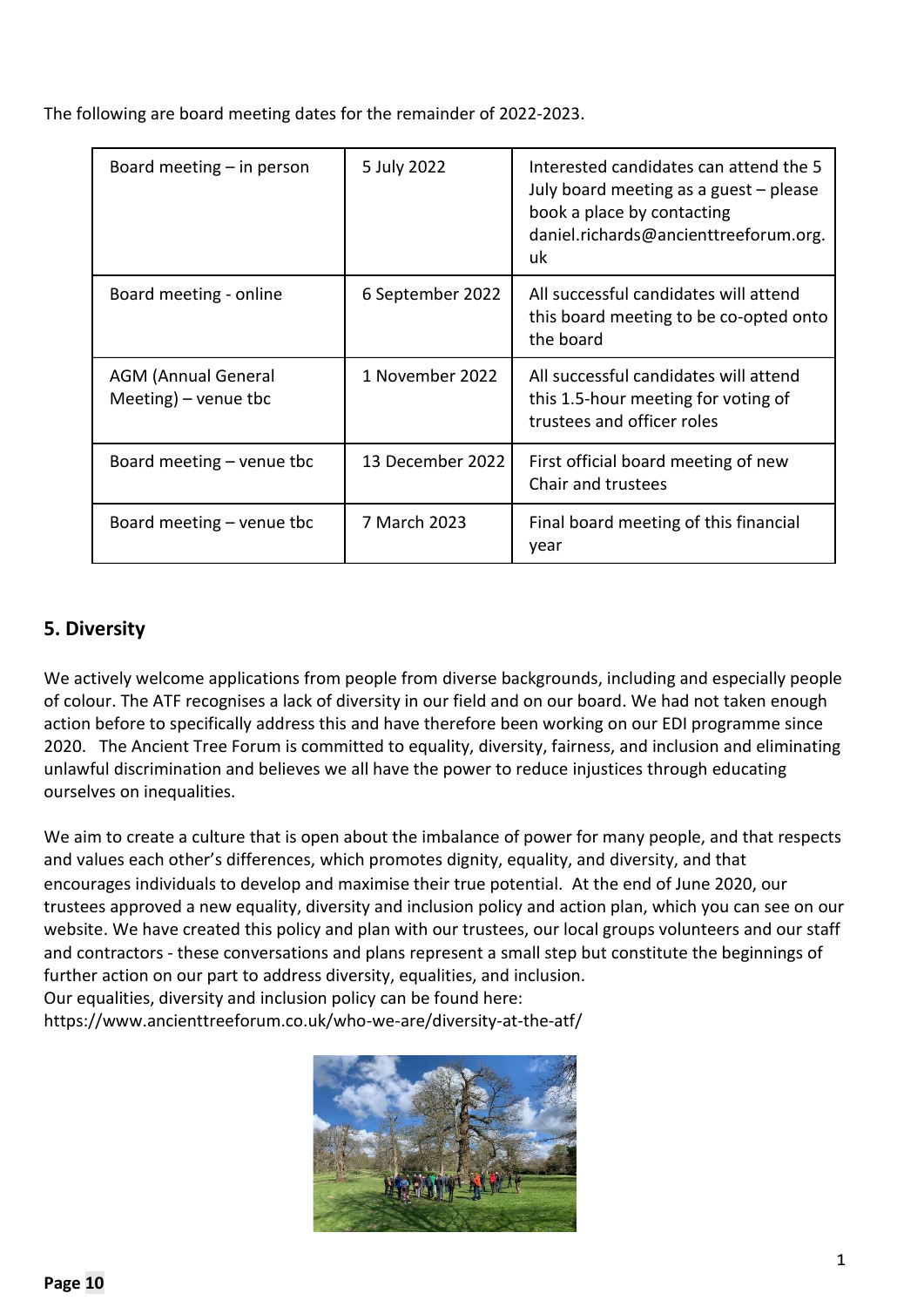The following are board meeting dates for the remainder of 2022-2023.

| | | |
|---|---|---|
| Board meeting – in person | 5 July 2022 | Interested candidates can attend the 5 July board meeting as a guest – please book a place by contacting daniel.richards@ancienttreeforum.org.uk |
| Board meeting - online | 6 September 2022 | All successful candidates will attend this board meeting to be co-opted onto the board |
| AGM (Annual General Meeting) – venue tbc | 1 November 2022 | All successful candidates will attend this 1.5-hour meeting for voting of trustees and officer roles |
| Board meeting – venue tbc | 13 December 2022 | First official board meeting of new Chair and trustees |
| Board meeting – venue tbc | 7 March 2023 | Final board meeting of this financial year |

## 5. Diversity

We actively welcome applications from people from diverse backgrounds, including and especially people of colour. The ATF recognises a lack of diversity in our field and on our board. We had not taken enough action before to specifically address this and have therefore been working on our EDI programme since 2020. The Ancient Tree Forum is committed to equality, diversity, fairness, and inclusion and eliminating unlawful discrimination and believes we all have the power to reduce injustices through educating ourselves on inequalities.

We aim to create a culture that is open about the imbalance of power for many people, and that respects and values each other's differences, which promotes dignity, equality, and diversity, and that encourages individuals to develop and maximise their true potential. At the end of June 2020, our trustees approved a new equality, diversity and inclusion policy and action plan, which you can see on our website. We have created this policy and plan with our trustees, our local groups volunteers and our staff and contractors - these conversations and plans represent a small step but constitute the beginnings of further action on our part to address diversity, equalities, and inclusion.
Our equalities, diversity and inclusion policy can be found here:
https://www.ancienttreeforum.co.uk/who-we-are/diversity-at-the-atf/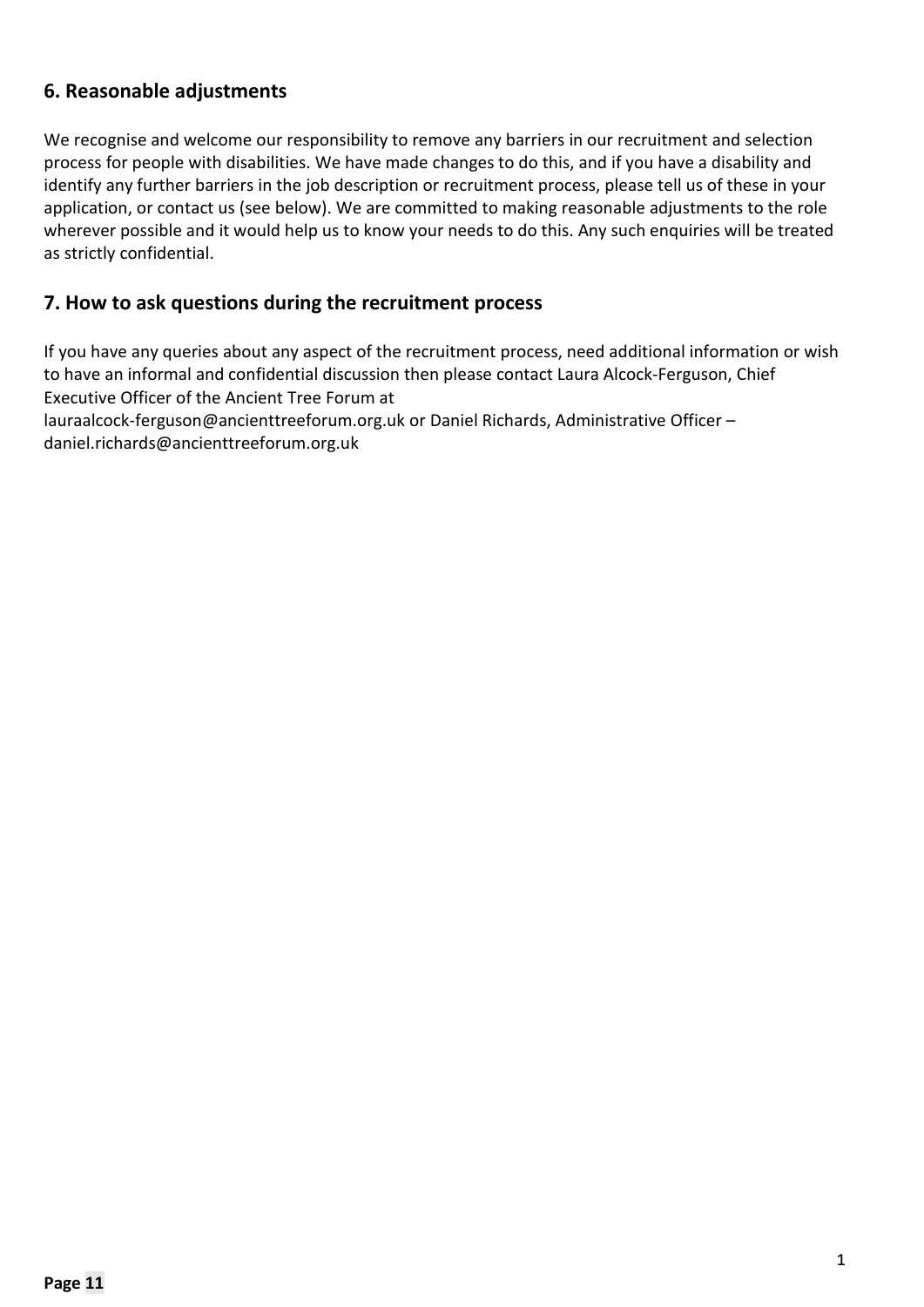## 6. Reasonable adjustments

We recognise and welcome our responsibility to remove any barriers in our recruitment and selection process for people with disabilities. We have made changes to do this, and if you have a disability and identify any further barriers in the job description or recruitment process, please tell us of these in your application, or contact us (see below). We are committed to making reasonable adjustments to the role wherever possible and it would help us to know your needs to do this. Any such enquiries will be treated as strictly confidential.

## 7. How to ask questions during the recruitment process

If you have any queries about any aspect of the recruitment process, need additional information or wish to have an informal and confidential discussion then please contact Laura Alcock-Ferguson, Chief Executive Officer of the Ancient Tree Forum at lauraalcock-ferguson@ancienttreeforum.org.uk or Daniel Richards, Administrative Officer – daniel.richards@ancienttreeforum.org.uk